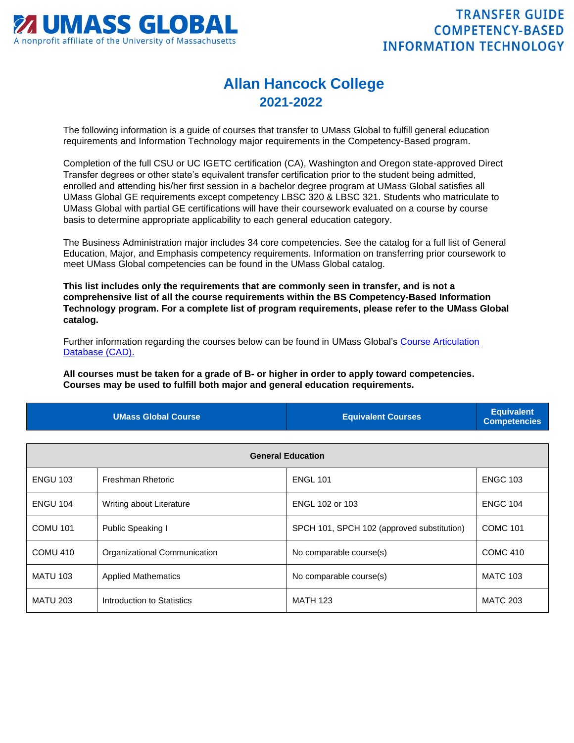**UMASS GLOBAL**
A nonprofit affiliate of the University of Massachusetts

**TRANSFER GUIDE COMPETENCY-BASED INFORMATION TECHNOLOGY**

# Allan Hancock College

## 2021-2022

The following information is a guide of courses that transfer to UMass Global to fulfill general education requirements and Information Technology major requirements in the Competency-Based program.

Completion of the full CSU or UC IGETC certification (CA), Washington and Oregon state-approved Direct Transfer degrees or other state's equivalent transfer certification prior to the student being admitted, enrolled and attending his/her first session in a bachelor degree program at UMass Global satisfies all UMass Global GE requirements except competency LBSC 320 & LBSC 321. Students who matriculate to UMass Global with partial GE certifications will have their coursework evaluated on a course by course basis to determine appropriate applicability to each general education category.

The Business Administration major includes 34 core competencies. See the catalog for a full list of General Education, Major, and Emphasis competency requirements. Information on transferring prior coursework to meet UMass Global competencies can be found in the UMass Global catalog.

**This list includes only the requirements that are commonly seen in transfer, and is not a comprehensive list of all the course requirements within the BS Competency-Based Information Technology program. For a complete list of program requirements, please refer to the UMass Global catalog.**

Further information regarding the courses below can be found in UMass Global's Course Articulation Database (CAD).

**All courses must be taken for a grade of B- or higher in order to apply toward competencies. Courses may be used to fulfill both major and general education requirements.**

| UMass Global Course | | Equivalent Courses | Equivalent Competencies |
|---|---|---|---|
| **General Education** | | | |
| ENGU 103 | Freshman Rhetoric | ENGL 101 | ENGC 103 |
| ENGU 104 | Writing about Literature | ENGL 102 or 103 | ENGC 104 |
| COMU 101 | Public Speaking I | SPCH 101, SPCH 102 (approved substitution) | COMC 101 |
| COMU 410 | Organizational Communication | No comparable course(s) | COMC 410 |
| MATU 103 | Applied Mathematics | No comparable course(s) | MATC 103 |
| MATU 203 | Introduction to Statistics | MATH 123 | MATC 203 |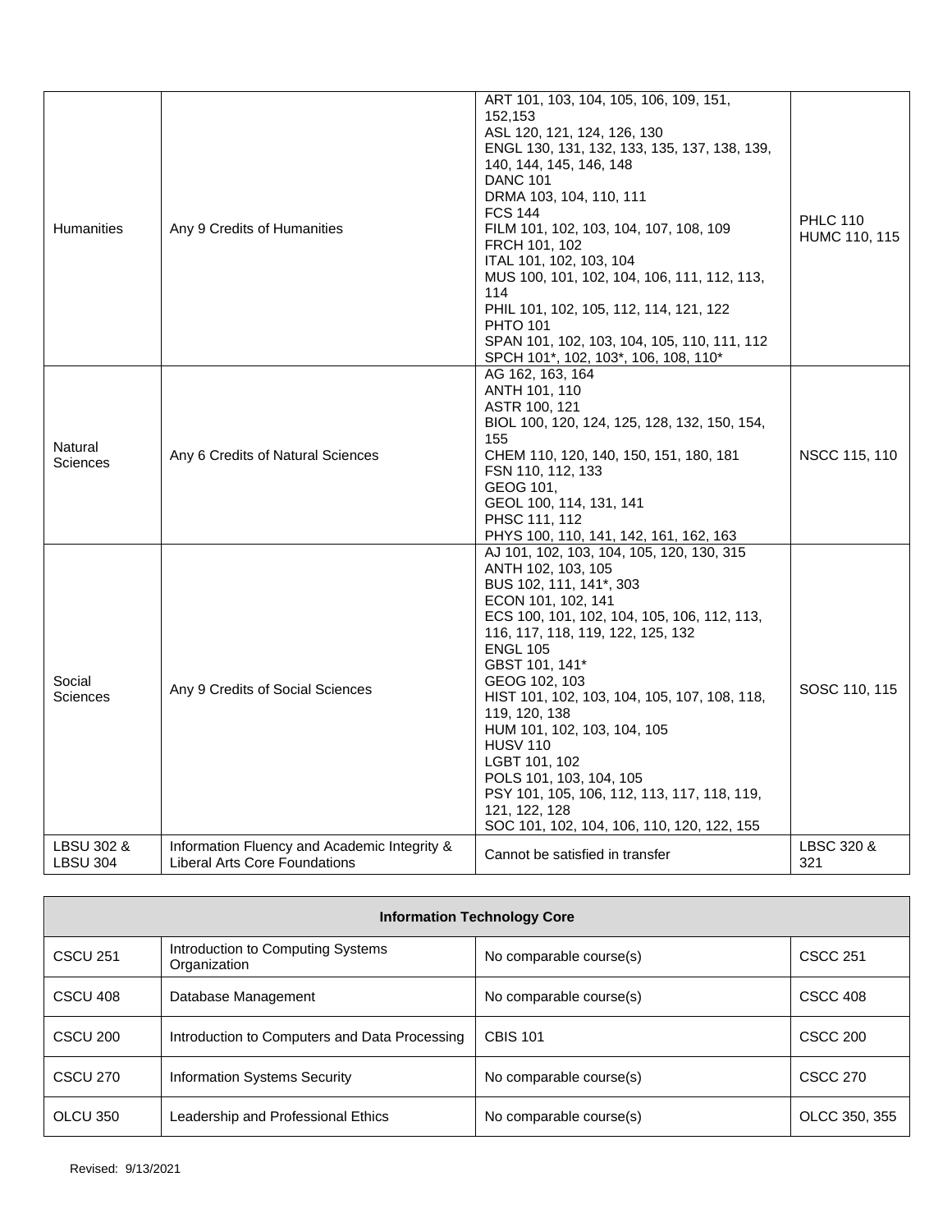| | | | |
|---|---|---|---|
| Humanities | Any 9 Credits of Humanities | ART 101, 103, 104, 105, 106, 109, 151, 152,153<br>ASL 120, 121, 124, 126, 130<br>ENGL 130, 131, 132, 133, 135, 137, 138, 139, 140, 144, 145, 146, 148<br>DANC 101<br>DRMA 103, 104, 110, 111<br>FCS 144<br>FILM 101, 102, 103, 104, 107, 108, 109<br>FRCH 101, 102<br>ITAL 101, 102, 103, 104<br>MUS 100, 101, 102, 104, 106, 111, 112, 113, 114<br>PHIL 101, 102, 105, 112, 114, 121, 122<br>PHTO 101<br>SPAN 101, 102, 103, 104, 105, 110, 111, 112<br>SPCH 101*, 102, 103*, 106, 108, 110* | PHLC 110<br>HUMC 110, 115 |
| Natural Sciences | Any 6 Credits of Natural Sciences | AG 162, 163, 164<br>ANTH 101, 110<br>ASTR 100, 121<br>BIOL 100, 120, 124, 125, 128, 132, 150, 154, 155<br>CHEM 110, 120, 140, 150, 151, 180, 181<br>FSN 110, 112, 133<br>GEOG 101,<br>GEOL 100, 114, 131, 141<br>PHSC 111, 112<br>PHYS 100, 110, 141, 142, 161, 162, 163 | NSCC 115, 110 |
| Social Sciences | Any 9 Credits of Social Sciences | AJ 101, 102, 103, 104, 105, 120, 130, 315<br>ANTH 102, 103, 105<br>BUS 102, 111, 141*, 303<br>ECON 101, 102, 141<br>ECS 100, 101, 102, 104, 105, 106, 112, 113, 116, 117, 118, 119, 122, 125, 132<br>ENGL 105<br>GBST 101, 141*<br>GEOG 102, 103<br>HIST 101, 102, 103, 104, 105, 107, 108, 118, 119, 120, 138<br>HUM 101, 102, 103, 104, 105<br>HUSV 110<br>LGBT 101, 102<br>POLS 101, 103, 104, 105<br>PSY 101, 105, 106, 112, 113, 117, 118, 119, 121, 122, 128<br>SOC 101, 102, 104, 106, 110, 120, 122, 155 | SOSC 110, 115 |
| LBSU 302 & LBSU 304 | Information Fluency and Academic Integrity & Liberal Arts Core Foundations | Cannot be satisfied in transfer | LBSC 320 & 321 |

| Information Technology Core | | | |
|---|---|---|---|
| CSCU 251 | Introduction to Computing Systems Organization | No comparable course(s) | CSCC 251 |
| CSCU 408 | Database Management | No comparable course(s) | CSCC 408 |
| CSCU 200 | Introduction to Computers and Data Processing | CBIS 101 | CSCC 200 |
| CSCU 270 | Information Systems Security | No comparable course(s) | CSCC 270 |
| OLCU 350 | Leadership and Professional Ethics | No comparable course(s) | OLCC 350, 355 |

Revised: 9/13/2021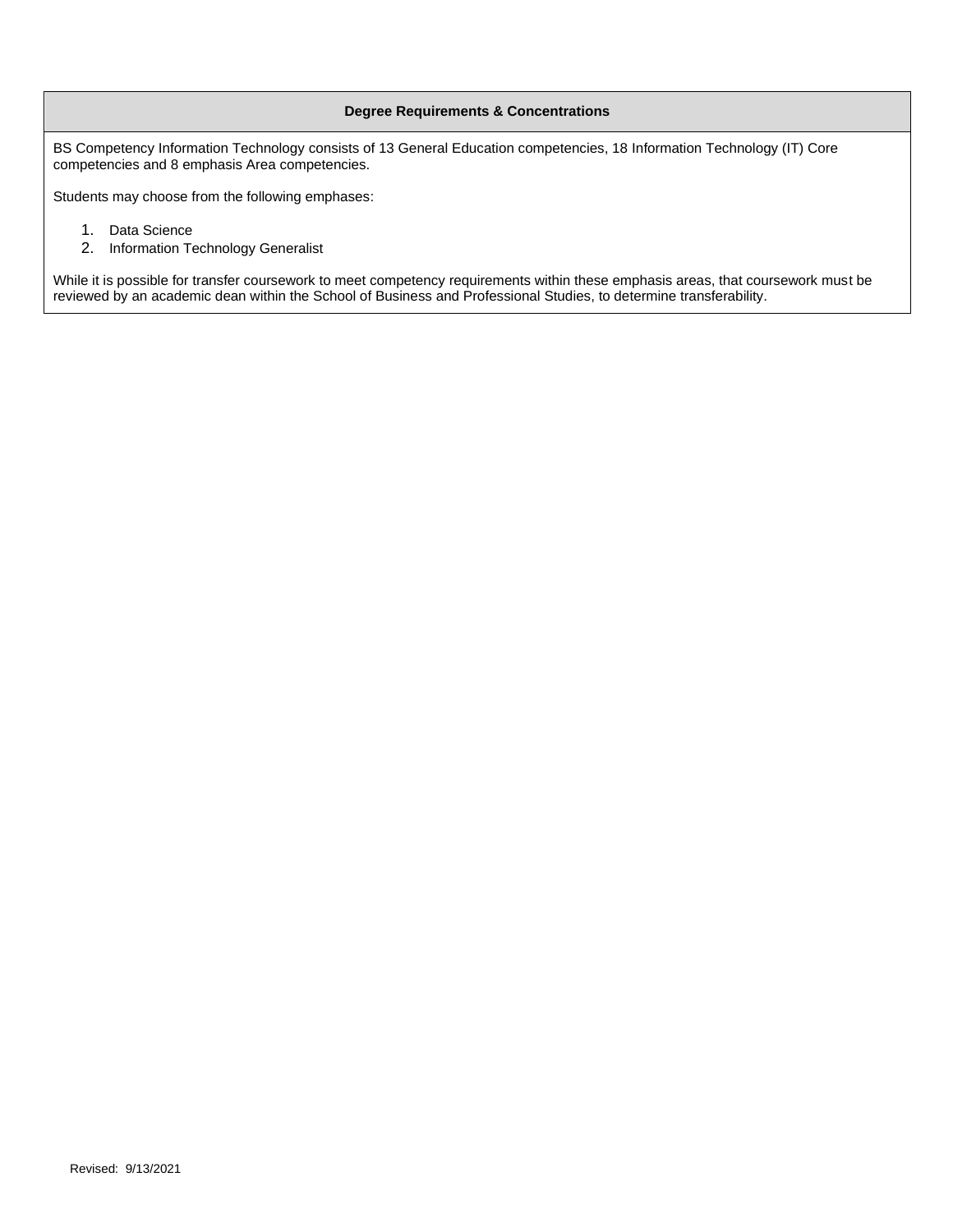## Degree Requirements & Concentrations

BS Competency Information Technology consists of 13 General Education competencies, 18 Information Technology (IT) Core competencies and 8 emphasis Area competencies.

Students may choose from the following emphases:

1. Data Science
2. Information Technology Generalist

While it is possible for transfer coursework to meet competency requirements within these emphasis areas, that coursework must be reviewed by an academic dean within the School of Business and Professional Studies, to determine transferability.

Revised: 9/13/2021